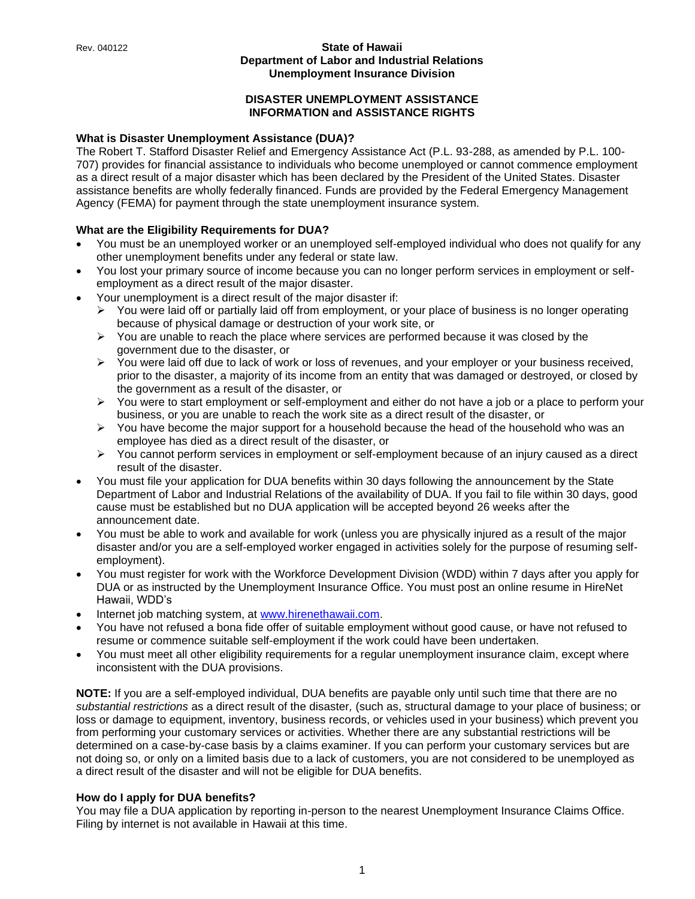Rev. 040122

**State of Hawaii**
**Department of Labor and Industrial Relations**
**Unemployment Insurance Division**

# DISASTER UNEMPLOYMENT ASSISTANCE INFORMATION and ASSISTANCE RIGHTS

## What is Disaster Unemployment Assistance (DUA)?

The Robert T. Stafford Disaster Relief and Emergency Assistance Act (P.L. 93-288, as amended by P.L. 100-707) provides for financial assistance to individuals who become unemployed or cannot commence employment as a direct result of a major disaster which has been declared by the President of the United States. Disaster assistance benefits are wholly federally financed. Funds are provided by the Federal Emergency Management Agency (FEMA) for payment through the state unemployment insurance system.

## What are the Eligibility Requirements for DUA?

- You must be an unemployed worker or an unemployed self-employed individual who does not qualify for any other unemployment benefits under any federal or state law.
- You lost your primary source of income because you can no longer perform services in employment or self-employment as a direct result of the major disaster.
- Your unemployment is a direct result of the major disaster if:
  - You were laid off or partially laid off from employment, or your place of business is no longer operating because of physical damage or destruction of your work site, or
  - You are unable to reach the place where services are performed because it was closed by the government due to the disaster, or
  - You were laid off due to lack of work or loss of revenues, and your employer or your business received, prior to the disaster, a majority of its income from an entity that was damaged or destroyed, or closed by the government as a result of the disaster, or
  - You were to start employment or self-employment and either do not have a job or a place to perform your business, or you are unable to reach the work site as a direct result of the disaster, or
  - You have become the major support for a household because the head of the household who was an employee has died as a direct result of the disaster, or
  - You cannot perform services in employment or self-employment because of an injury caused as a direct result of the disaster.
- You must file your application for DUA benefits within 30 days following the announcement by the State Department of Labor and Industrial Relations of the availability of DUA. If you fail to file within 30 days, good cause must be established but no DUA application will be accepted beyond 26 weeks after the announcement date.
- You must be able to work and available for work (unless you are physically injured as a result of the major disaster and/or you are a self-employed worker engaged in activities solely for the purpose of resuming self-employment).
- You must register for work with the Workforce Development Division (WDD) within 7 days after you apply for DUA or as instructed by the Unemployment Insurance Office. You must post an online resume in HireNet Hawaii, WDD's
- Internet job matching system, at www.hirenethawaii.com.
- You have not refused a bona fide offer of suitable employment without good cause, or have not refused to resume or commence suitable self-employment if the work could have been undertaken.
- You must meet all other eligibility requirements for a regular unemployment insurance claim, except where inconsistent with the DUA provisions.

**NOTE:** If you are a self-employed individual, DUA benefits are payable only until such time that there are no *substantial restrictions* as a direct result of the disaster, (such as, structural damage to your place of business; or loss or damage to equipment, inventory, business records, or vehicles used in your business) which prevent you from performing your customary services or activities. Whether there are any substantial restrictions will be determined on a case-by-case basis by a claims examiner. If you can perform your customary services but are not doing so, or only on a limited basis due to a lack of customers, you are not considered to be unemployed as a direct result of the disaster and will not be eligible for DUA benefits.

## How do I apply for DUA benefits?

You may file a DUA application by reporting in-person to the nearest Unemployment Insurance Claims Office. Filing by internet is not available in Hawaii at this time.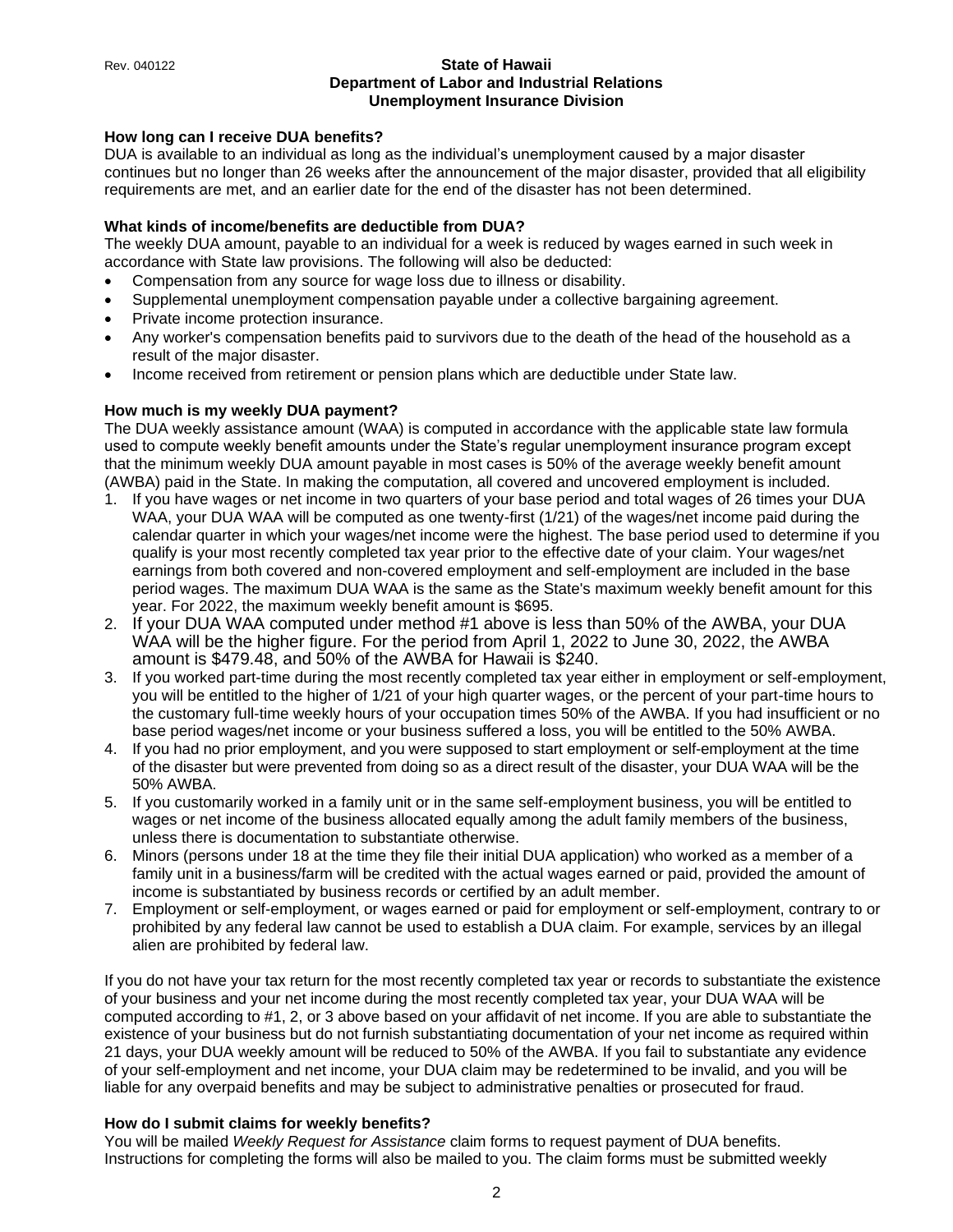**How long can I receive DUA benefits?**

DUA is available to an individual as long as the individual's unemployment caused by a major disaster continues but no longer than 26 weeks after the announcement of the major disaster, provided that all eligibility requirements are met, and an earlier date for the end of the disaster has not been determined.

**What kinds of income/benefits are deductible from DUA?**

The weekly DUA amount, payable to an individual for a week is reduced by wages earned in such week in accordance with State law provisions. The following will also be deducted:

- Compensation from any source for wage loss due to illness or disability.
- Supplemental unemployment compensation payable under a collective bargaining agreement.
- Private income protection insurance.
- Any worker's compensation benefits paid to survivors due to the death of the head of the household as a result of the major disaster.
- Income received from retirement or pension plans which are deductible under State law.

**How much is my weekly DUA payment?**

The DUA weekly assistance amount (WAA) is computed in accordance with the applicable state law formula used to compute weekly benefit amounts under the State's regular unemployment insurance program except that the minimum weekly DUA amount payable in most cases is 50% of the average weekly benefit amount (AWBA) paid in the State. In making the computation, all covered and uncovered employment is included.

1. If you have wages or net income in two quarters of your base period and total wages of 26 times your DUA WAA, your DUA WAA will be computed as one twenty-first (1/21) of the wages/net income paid during the calendar quarter in which your wages/net income were the highest. The base period used to determine if you qualify is your most recently completed tax year prior to the effective date of your claim. Your wages/net earnings from both covered and non-covered employment and self-employment are included in the base period wages. The maximum DUA WAA is the same as the State's maximum weekly benefit amount for this year. For 2022, the maximum weekly benefit amount is $695.
2. If your DUA WAA computed under method #1 above is less than 50% of the AWBA, your DUA WAA will be the higher figure. For the period from April 1, 2022 to June 30, 2022, the AWBA amount is $479.48, and 50% of the AWBA for Hawaii is $240.
3. If you worked part-time during the most recently completed tax year either in employment or self-employment, you will be entitled to the higher of 1/21 of your high quarter wages, or the percent of your part-time hours to the customary full-time weekly hours of your occupation times 50% of the AWBA. If you had insufficient or no base period wages/net income or your business suffered a loss, you will be entitled to the 50% AWBA.
4. If you had no prior employment, and you were supposed to start employment or self-employment at the time of the disaster but were prevented from doing so as a direct result of the disaster, your DUA WAA will be the 50% AWBA.
5. If you customarily worked in a family unit or in the same self-employment business, you will be entitled to wages or net income of the business allocated equally among the adult family members of the business, unless there is documentation to substantiate otherwise.
6. Minors (persons under 18 at the time they file their initial DUA application) who worked as a member of a family unit in a business/farm will be credited with the actual wages earned or paid, provided the amount of income is substantiated by business records or certified by an adult member.
7. Employment or self-employment, or wages earned or paid for employment or self-employment, contrary to or prohibited by any federal law cannot be used to establish a DUA claim. For example, services by an illegal alien are prohibited by federal law.

If you do not have your tax return for the most recently completed tax year or records to substantiate the existence of your business and your net income during the most recently completed tax year, your DUA WAA will be computed according to #1, 2, or 3 above based on your affidavit of net income. If you are able to substantiate the existence of your business but do not furnish substantiating documentation of your net income as required within 21 days, your DUA weekly amount will be reduced to 50% of the AWBA. If you fail to substantiate any evidence of your self-employment and net income, your DUA claim may be redetermined to be invalid, and you will be liable for any overpaid benefits and may be subject to administrative penalties or prosecuted for fraud.

**How do I submit claims for weekly benefits?**

You will be mailed *Weekly Request for Assistance* claim forms to request payment of DUA benefits. Instructions for completing the forms will also be mailed to you. The claim forms must be submitted weekly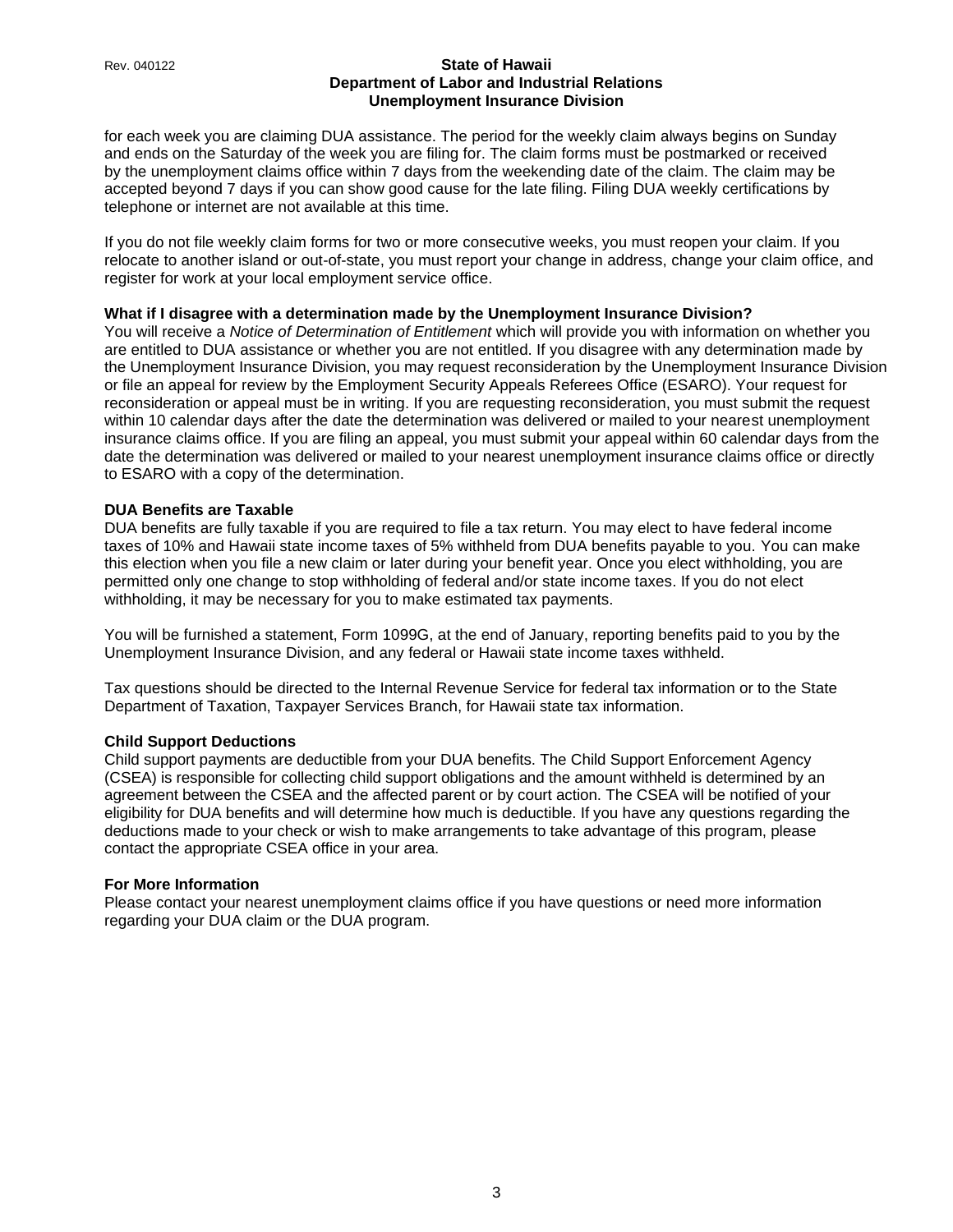for each week you are claiming DUA assistance. The period for the weekly claim always begins on Sunday and ends on the Saturday of the week you are filing for. The claim forms must be postmarked or received by the unemployment claims office within 7 days from the weekending date of the claim. The claim may be accepted beyond 7 days if you can show good cause for the late filing. Filing DUA weekly certifications by telephone or internet are not available at this time.

If you do not file weekly claim forms for two or more consecutive weeks, you must reopen your claim. If you relocate to another island or out-of-state, you must report your change in address, change your claim office, and register for work at your local employment service office.

**What if I disagree with a determination made by the Unemployment Insurance Division?**

You will receive a *Notice of Determination of Entitlement* which will provide you with information on whether you are entitled to DUA assistance or whether you are not entitled. If you disagree with any determination made by the Unemployment Insurance Division, you may request reconsideration by the Unemployment Insurance Division or file an appeal for review by the Employment Security Appeals Referees Office (ESARO). Your request for reconsideration or appeal must be in writing. If you are requesting reconsideration, you must submit the request within 10 calendar days after the date the determination was delivered or mailed to your nearest unemployment insurance claims office. If you are filing an appeal, you must submit your appeal within 60 calendar days from the date the determination was delivered or mailed to your nearest unemployment insurance claims office or directly to ESARO with a copy of the determination.

**DUA Benefits are Taxable**

DUA benefits are fully taxable if you are required to file a tax return. You may elect to have federal income taxes of 10% and Hawaii state income taxes of 5% withheld from DUA benefits payable to you. You can make this election when you file a new claim or later during your benefit year. Once you elect withholding, you are permitted only one change to stop withholding of federal and/or state income taxes. If you do not elect withholding, it may be necessary for you to make estimated tax payments.

You will be furnished a statement, Form 1099G, at the end of January, reporting benefits paid to you by the Unemployment Insurance Division, and any federal or Hawaii state income taxes withheld.

Tax questions should be directed to the Internal Revenue Service for federal tax information or to the State Department of Taxation, Taxpayer Services Branch, for Hawaii state tax information.

**Child Support Deductions**

Child support payments are deductible from your DUA benefits. The Child Support Enforcement Agency (CSEA) is responsible for collecting child support obligations and the amount withheld is determined by an agreement between the CSEA and the affected parent or by court action. The CSEA will be notified of your eligibility for DUA benefits and will determine how much is deductible. If you have any questions regarding the deductions made to your check or wish to make arrangements to take advantage of this program, please contact the appropriate CSEA office in your area.

**For More Information**

Please contact your nearest unemployment claims office if you have questions or need more information regarding your DUA claim or the DUA program.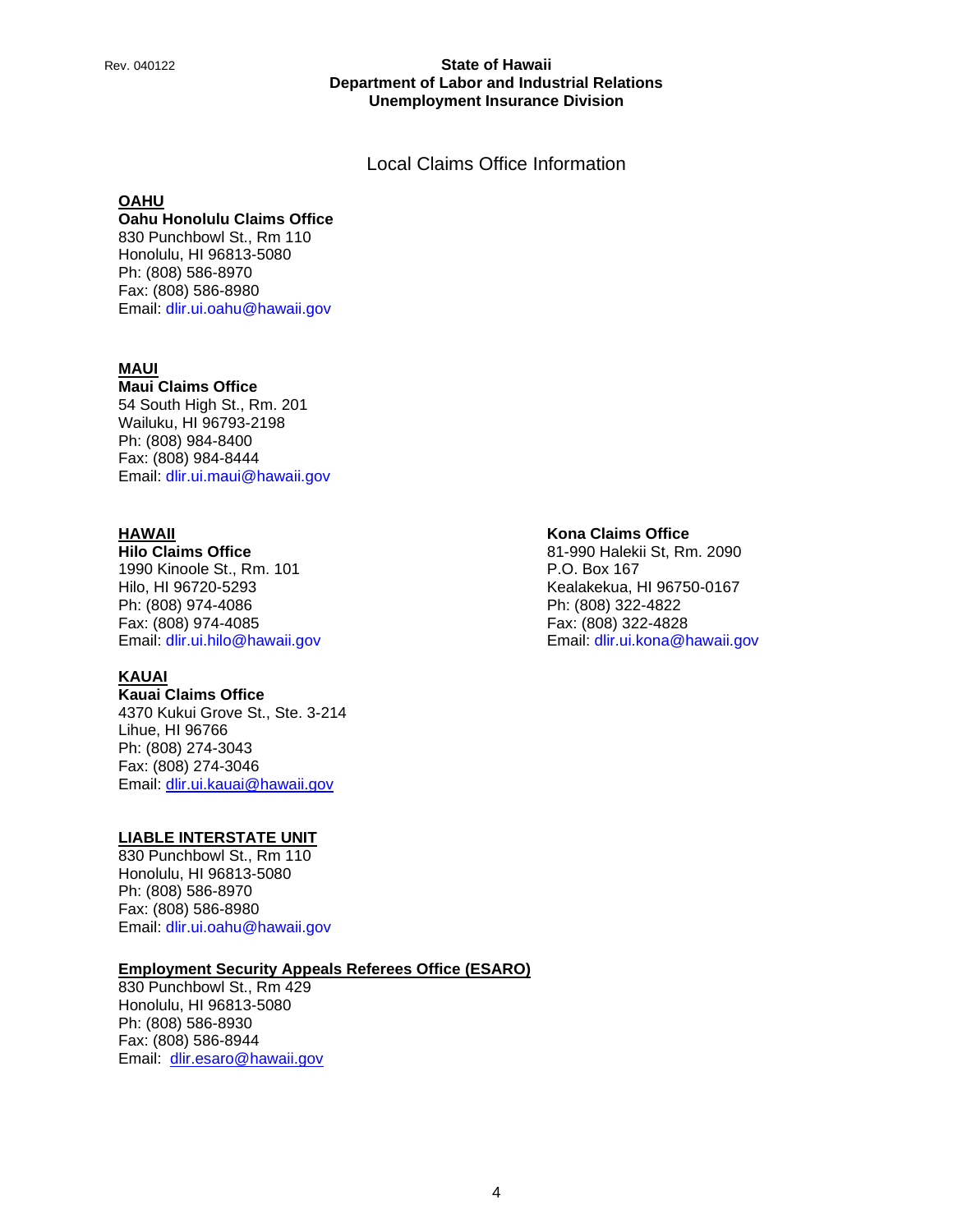Rev. 040122

**State of Hawaii**
**Department of Labor and Industrial Relations**
**Unemployment Insurance Division**

# Local Claims Office Information

## OAHU

**Oahu Honolulu Claims Office**
830 Punchbowl St., Rm 110
Honolulu, HI 96813-5080
Ph: (808) 586-8970
Fax: (808) 586-8980
Email: dlir.ui.oahu@hawaii.gov

## MAUI

**Maui Claims Office**
54 South High St., Rm. 201
Wailuku, HI 96793-2198
Ph: (808) 984-8400
Fax: (808) 984-8444
Email: dlir.ui.maui@hawaii.gov

## HAWAII

**Hilo Claims Office**
1990 Kinoole St., Rm. 101
Hilo, HI 96720-5293
Ph: (808) 974-4086
Fax: (808) 974-4085
Email: dlir.ui.hilo@hawaii.gov

**Kona Claims Office**
81-990 Halekii St, Rm. 2090
P.O. Box 167
Kealakekua, HI 96750-0167
Ph: (808) 322-4822
Fax: (808) 322-4828
Email: dlir.ui.kona@hawaii.gov

## KAUAI

**Kauai Claims Office**
4370 Kukui Grove St., Ste. 3-214
Lihue, HI 96766
Ph: (808) 274-3043
Fax: (808) 274-3046
Email: dlir.ui.kauai@hawaii.gov

## LIABLE INTERSTATE UNIT

830 Punchbowl St., Rm 110
Honolulu, HI 96813-5080
Ph: (808) 586-8970
Fax: (808) 586-8980
Email: dlir.ui.oahu@hawaii.gov

## Employment Security Appeals Referees Office (ESARO)

830 Punchbowl St., Rm 429
Honolulu, HI 96813-5080
Ph: (808) 586-8930
Fax: (808) 586-8944
Email: dlir.esaro@hawaii.gov